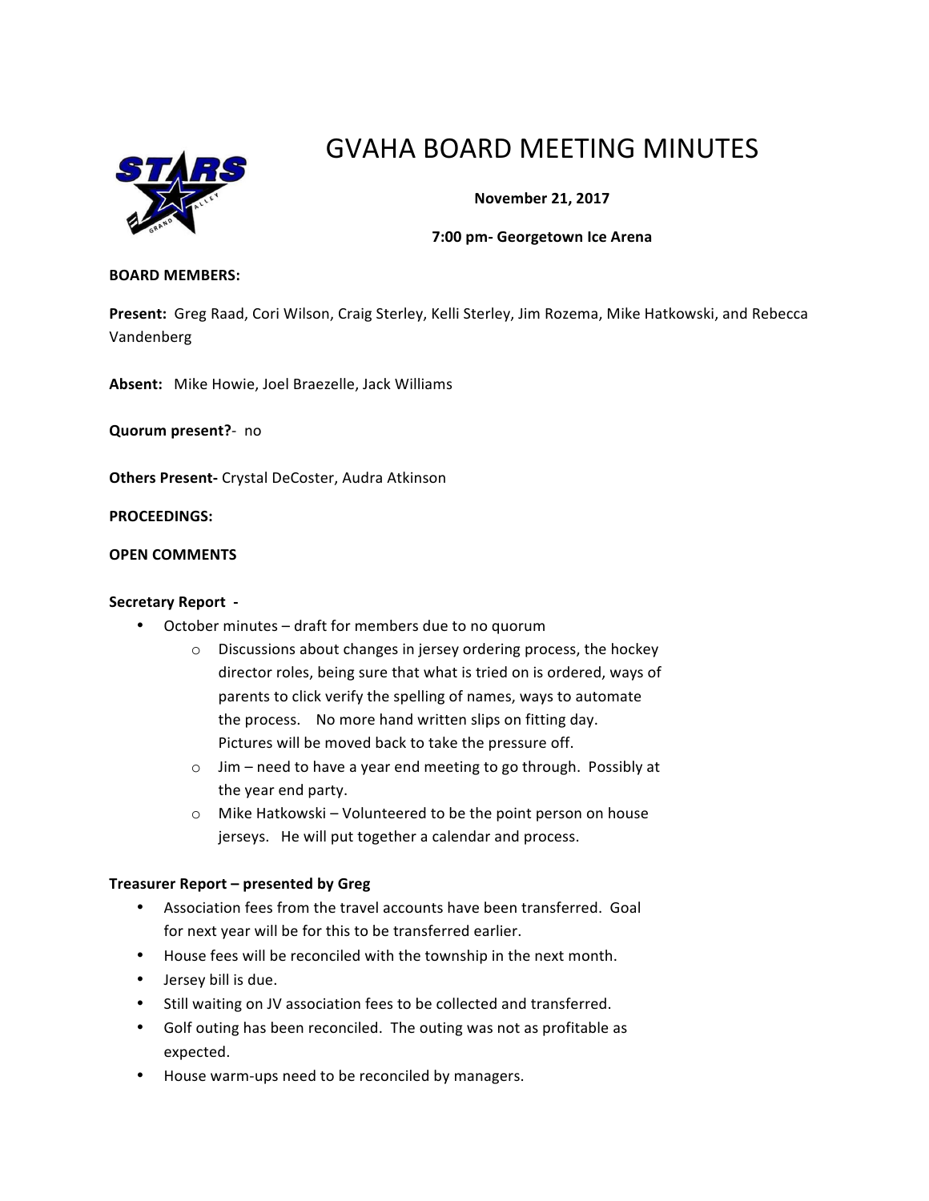# GVAHA BOARD MEETING MINUTES

**November 21, 2017**

**7:00 pm- Georgetown Ice Arena**

**BOARD MEMBERS:**

**Present:** Greg Raad, Cori Wilson, Craig Sterley, Kelli Sterley, Jim Rozema, Mike Hatkowski, and Rebecca Vandenberg

**Absent:** Mike Howie, Joel Braezelle, Jack Williams

**Quorum present?**- no

**Others Present-** Crystal DeCoster, Audra Atkinson

**PROCEEDINGS:**

**OPEN COMMENTS**

**Secretary Report -**

- October minutes – draft for members due to no quorum
  - Discussions about changes in jersey ordering process, the hockey director roles, being sure that what is tried on is ordered, ways of parents to click verify the spelling of names, ways to automate the process. No more hand written slips on fitting day. Pictures will be moved back to take the pressure off.
  - Jim – need to have a year end meeting to go through. Possibly at the year end party.
  - Mike Hatkowski – Volunteered to be the point person on house jerseys. He will put together a calendar and process.

**Treasurer Report – presented by Greg**

- Association fees from the travel accounts have been transferred. Goal for next year will be for this to be transferred earlier.
- House fees will be reconciled with the township in the next month.
- Jersey bill is due.
- Still waiting on JV association fees to be collected and transferred.
- Golf outing has been reconciled. The outing was not as profitable as expected.
- House warm-ups need to be reconciled by managers.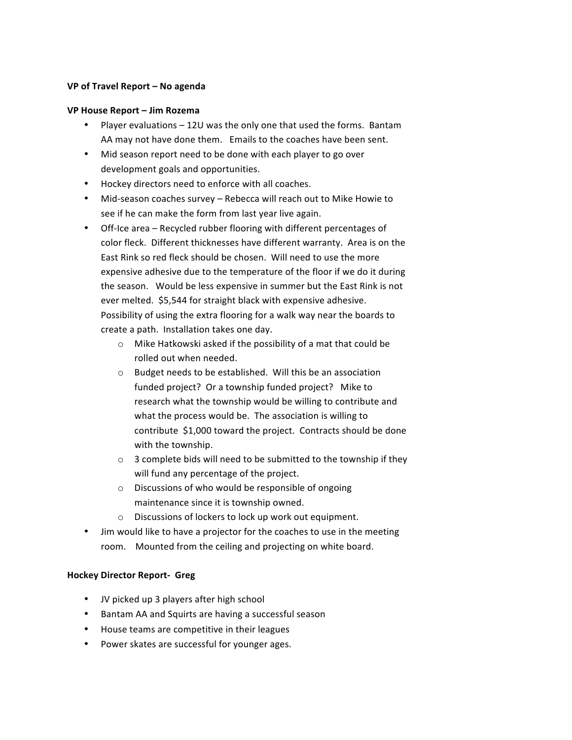**VP of Travel Report – No agenda**

**VP House Report – Jim Rozema**

- Player evaluations – 12U was the only one that used the forms. Bantam AA may not have done them. Emails to the coaches have been sent.
- Mid season report need to be done with each player to go over development goals and opportunities.
- Hockey directors need to enforce with all coaches.
- Mid-season coaches survey – Rebecca will reach out to Mike Howie to see if he can make the form from last year live again.
- Off-Ice area – Recycled rubber flooring with different percentages of color fleck. Different thicknesses have different warranty. Area is on the East Rink so red fleck should be chosen. Will need to use the more expensive adhesive due to the temperature of the floor if we do it during the season. Would be less expensive in summer but the East Rink is not ever melted. $5,544 for straight black with expensive adhesive. Possibility of using the extra flooring for a walk way near the boards to create a path. Installation takes one day.
  - Mike Hatkowski asked if the possibility of a mat that could be rolled out when needed.
  - Budget needs to be established. Will this be an association funded project? Or a township funded project? Mike to research what the township would be willing to contribute and what the process would be. The association is willing to contribute $1,000 toward the project. Contracts should be done with the township.
  - 3 complete bids will need to be submitted to the township if they will fund any percentage of the project.
  - Discussions of who would be responsible of ongoing maintenance since it is township owned.
  - Discussions of lockers to lock up work out equipment.
- Jim would like to have a projector for the coaches to use in the meeting room. Mounted from the ceiling and projecting on white board.

**Hockey Director Report- Greg**

- JV picked up 3 players after high school
- Bantam AA and Squirts are having a successful season
- House teams are competitive in their leagues
- Power skates are successful for younger ages.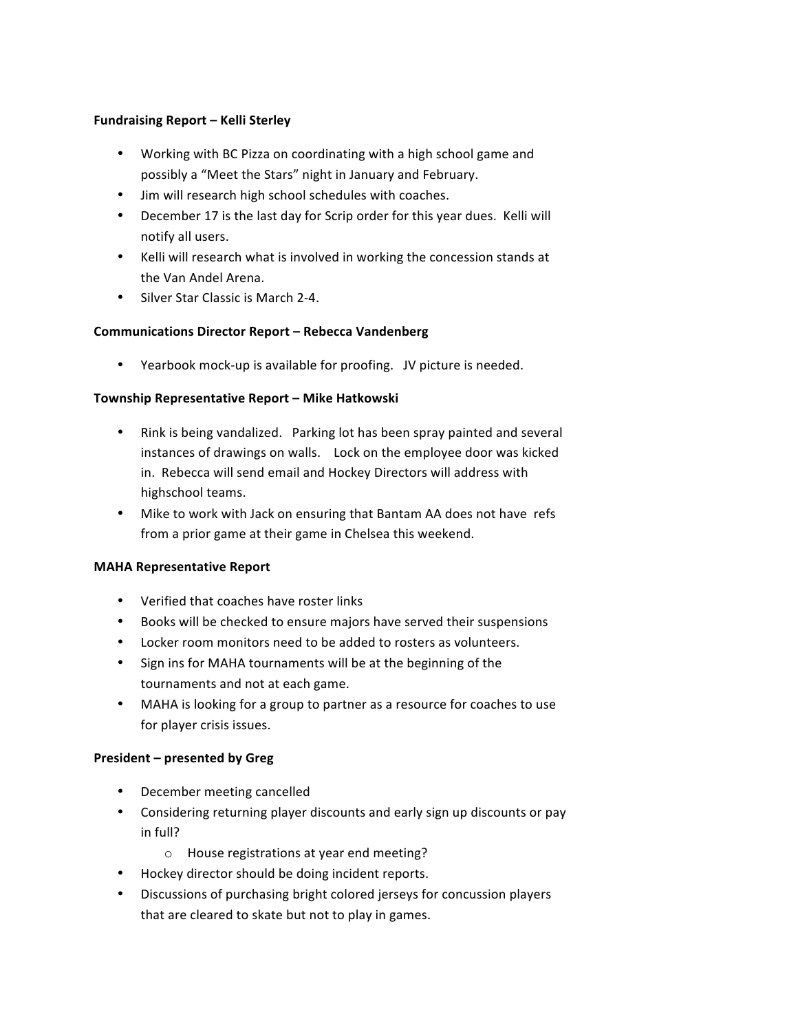**Fundraising Report – Kelli Sterley**

- Working with BC Pizza on coordinating with a high school game and possibly a "Meet the Stars" night in January and February.
- Jim will research high school schedules with coaches.
- December 17 is the last day for Scrip order for this year dues. Kelli will notify all users.
- Kelli will research what is involved in working the concession stands at the Van Andel Arena.
- Silver Star Classic is March 2-4.

**Communications Director Report – Rebecca Vandenberg**

- Yearbook mock-up is available for proofing. JV picture is needed.

**Township Representative Report – Mike Hatkowski**

- Rink is being vandalized. Parking lot has been spray painted and several instances of drawings on walls. Lock on the employee door was kicked in. Rebecca will send email and Hockey Directors will address with highschool teams.
- Mike to work with Jack on ensuring that Bantam AA does not have refs from a prior game at their game in Chelsea this weekend.

**MAHA Representative Report**

- Verified that coaches have roster links
- Books will be checked to ensure majors have served their suspensions
- Locker room monitors need to be added to rosters as volunteers.
- Sign ins for MAHA tournaments will be at the beginning of the tournaments and not at each game.
- MAHA is looking for a group to partner as a resource for coaches to use for player crisis issues.

**President – presented by Greg**

- December meeting cancelled
- Considering returning player discounts and early sign up discounts or pay in full?
    - House registrations at year end meeting?
- Hockey director should be doing incident reports.
- Discussions of purchasing bright colored jerseys for concussion players that are cleared to skate but not to play in games.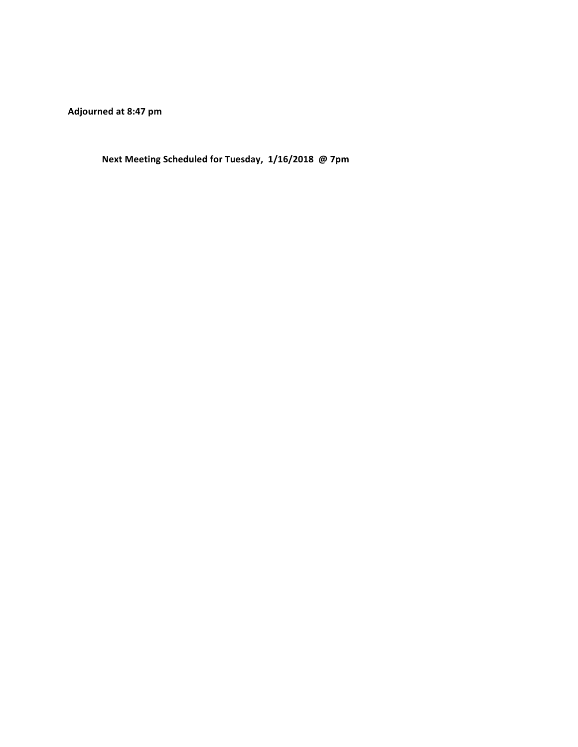**Adjourned at 8:47 pm**

**Next Meeting Scheduled for Tuesday, 1/16/2018 @ 7pm**